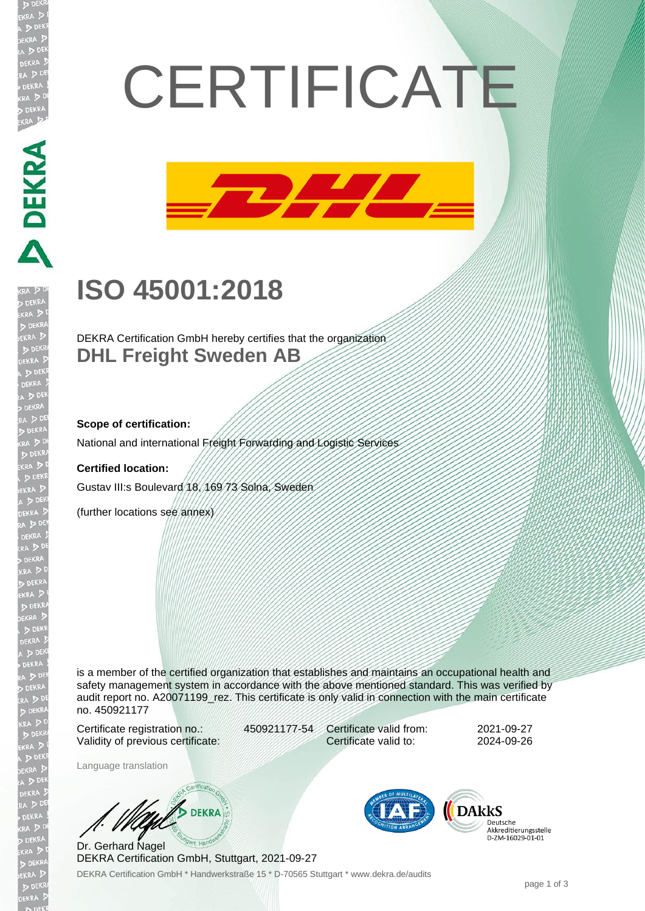# CERTIFICATE

## ISO 45001:2018

DEKRA Certification GmbH hereby certifies that the organization

**DHL Freight Sweden AB**

**Scope of certification:**

National and international Freight Forwarding and Logistic Services

**Certified location:**

Gustav III:s Boulevard 18, 169 73 Solna, Sweden

(further locations see annex)

is a member of the certified organization that establishes and maintains an occupational health and safety management system in accordance with the above mentioned standard. This was verified by audit report no. A20071199_rez. This certificate is only valid in connection with the main certificate no. 450921177

| | | | |
|---|---|---|---|
| Certificate registration no.: | 450921177-54 | Certificate valid from: | 2021-09-27 |
| Validity of previous certificate: | | Certificate valid to: | 2024-09-26 |

Language translation

Dr. Gerhard Nagel
DEKRA Certification GmbH, Stuttgart, 2021-09-27

DEKRA Certification GmbH * Handwerkstraße 15 * D-70565 Stuttgart * www.dekra.de/audits

Deutsche Akkreditierungsstelle D-ZM-16029-01-01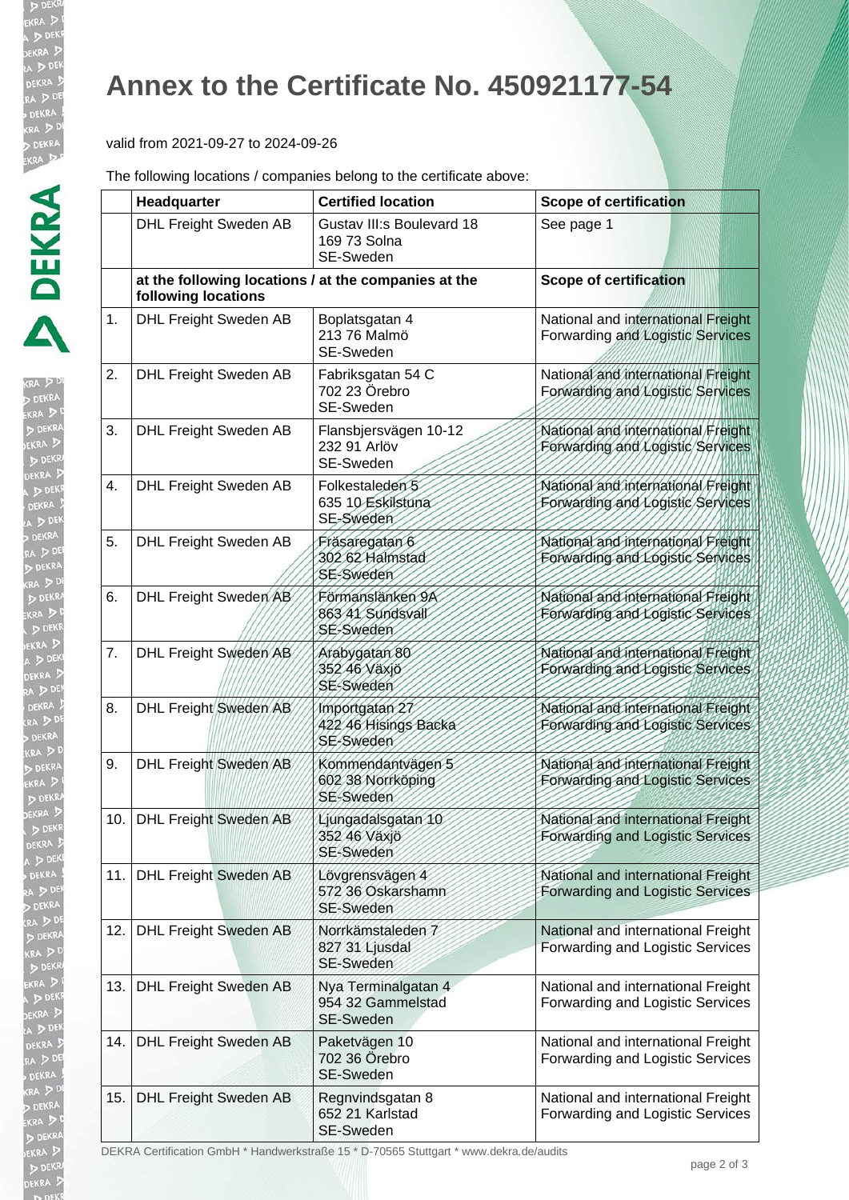# Annex to the Certificate No. 450921177-54

valid from 2021-09-27 to 2024-09-26

The following locations / companies belong to the certificate above:

| | Headquarter | Certified location | Scope of certification |
|---|---|---|---|
| | DHL Freight Sweden AB | Gustav III:s Boulevard 18<br>169 73 Solna<br>SE-Sweden | See page 1 |
| | **at the following locations / at the companies at the following locations** | | **Scope of certification** |
| 1. | DHL Freight Sweden AB | Boplatsgatan 4<br>213 76 Malmö<br>SE-Sweden | National and international Freight Forwarding and Logistic Services |
| 2. | DHL Freight Sweden AB | Fabriksgatan 54 C<br>702 23 Örebro<br>SE-Sweden | National and international Freight Forwarding and Logistic Services |
| 3. | DHL Freight Sweden AB | Flansbjersvägen 10-12<br>232 91 Arlöv<br>SE-Sweden | National and international Freight Forwarding and Logistic Services |
| 4. | DHL Freight Sweden AB | Folkestaleden 5<br>635 10 Eskilstuna<br>SE-Sweden | National and international Freight Forwarding and Logistic Services |
| 5. | DHL Freight Sweden AB | Fräsaregatan 6<br>302 62 Halmstad<br>SE-Sweden | National and international Freight Forwarding and Logistic Services |
| 6. | DHL Freight Sweden AB | Förmanslänken 9A<br>863 41 Sundsvall<br>SE-Sweden | National and international Freight Forwarding and Logistic Services |
| 7. | DHL Freight Sweden AB | Arabygatan 80<br>352 46 Växjö<br>SE-Sweden | National and international Freight Forwarding and Logistic Services |
| 8. | DHL Freight Sweden AB | Importgatan 27<br>422 46 Hisings Backa<br>SE-Sweden | National and international Freight Forwarding and Logistic Services |
| 9. | DHL Freight Sweden AB | Kommendantvägen 5<br>602 38 Norrköping<br>SE-Sweden | National and international Freight Forwarding and Logistic Services |
| 10. | DHL Freight Sweden AB | Ljungadalsgatan 10<br>352 46 Växjö<br>SE-Sweden | National and international Freight Forwarding and Logistic Services |
| 11. | DHL Freight Sweden AB | Lövgrensvägen 4<br>572 36 Oskarshamn<br>SE-Sweden | National and international Freight Forwarding and Logistic Services |
| 12. | DHL Freight Sweden AB | Norrkämstaleden 7<br>827 31 Ljusdal<br>SE-Sweden | National and international Freight Forwarding and Logistic Services |
| 13. | DHL Freight Sweden AB | Nya Terminalgatan 4<br>954 32 Gammelstad<br>SE-Sweden | National and international Freight Forwarding and Logistic Services |
| 14. | DHL Freight Sweden AB | Paketvägen 10<br>702 36 Örebro<br>SE-Sweden | National and international Freight Forwarding and Logistic Services |
| 15. | DHL Freight Sweden AB | Regnvindsgatan 8<br>652 21 Karlstad<br>SE-Sweden | National and international Freight Forwarding and Logistic Services |

DEKRA Certification GmbH * Handwerkstraße 15 * D-70565 Stuttgart * www.dekra.de/audits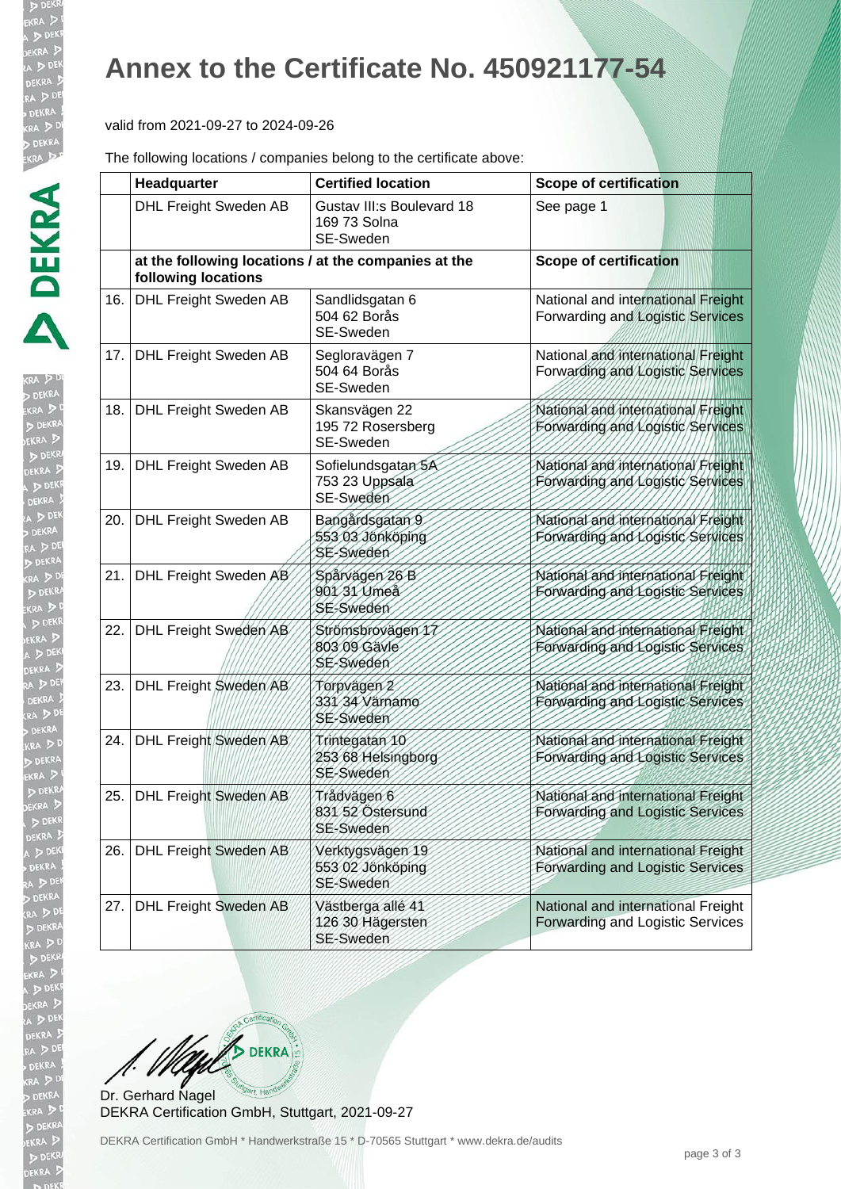# Annex to the Certificate No. 450921177-54

valid from 2021-09-27 to 2024-09-26

The following locations / companies belong to the certificate above:

| | Headquarter | Certified location | Scope of certification |
|---|---|---|---|
| | DHL Freight Sweden AB | Gustav III:s Boulevard 18<br>169 73 Solna<br>SE-Sweden | See page 1 |
| | **at the following locations / at the companies at the following locations** | | **Scope of certification** |
| 16. | DHL Freight Sweden AB | Sandlidsgatan 6<br>504 62 Borås<br>SE-Sweden | National and international Freight Forwarding and Logistic Services |
| 17. | DHL Freight Sweden AB | Segloravägen 7<br>504 64 Borås<br>SE-Sweden | National and international Freight Forwarding and Logistic Services |
| 18. | DHL Freight Sweden AB | Skansvägen 22<br>195 72 Rosersberg<br>SE-Sweden | National and international Freight Forwarding and Logistic Services |
| 19. | DHL Freight Sweden AB | Sofielundsgatan 5A<br>753 23 Uppsala<br>SE-Sweden | National and international Freight Forwarding and Logistic Services |
| 20. | DHL Freight Sweden AB | Bangårdsgatan 9<br>553 03 Jönköping<br>SE-Sweden | National and international Freight Forwarding and Logistic Services |
| 21. | DHL Freight Sweden AB | Spårvägen 26 B<br>901 31 Umeå<br>SE-Sweden | National and international Freight Forwarding and Logistic Services |
| 22. | DHL Freight Sweden AB | Strömsbrovägen 17<br>803 09 Gävle<br>SE-Sweden | National and international Freight Forwarding and Logistic Services |
| 23. | DHL Freight Sweden AB | Torpvägen 2<br>331 34 Värnamo<br>SE-Sweden | National and international Freight Forwarding and Logistic Services |
| 24. | DHL Freight Sweden AB | Trintegatan 10<br>253 68 Helsingborg<br>SE-Sweden | National and international Freight Forwarding and Logistic Services |
| 25. | DHL Freight Sweden AB | Trådvägen 6<br>831 52 Östersund<br>SE-Sweden | National and international Freight Forwarding and Logistic Services |
| 26. | DHL Freight Sweden AB | Verktygsvägen 19<br>553 02 Jönköping<br>SE-Sweden | National and international Freight Forwarding and Logistic Services |
| 27. | DHL Freight Sweden AB | Västberga allé 41<br>126 30 Hägersten<br>SE-Sweden | National and international Freight Forwarding and Logistic Services |

Dr. Gerhard Nagel
DEKRA Certification GmbH, Stuttgart, 2021-09-27

DEKRA Certification GmbH * Handwerkstraße 15 * D-70565 Stuttgart * www.dekra.de/audits